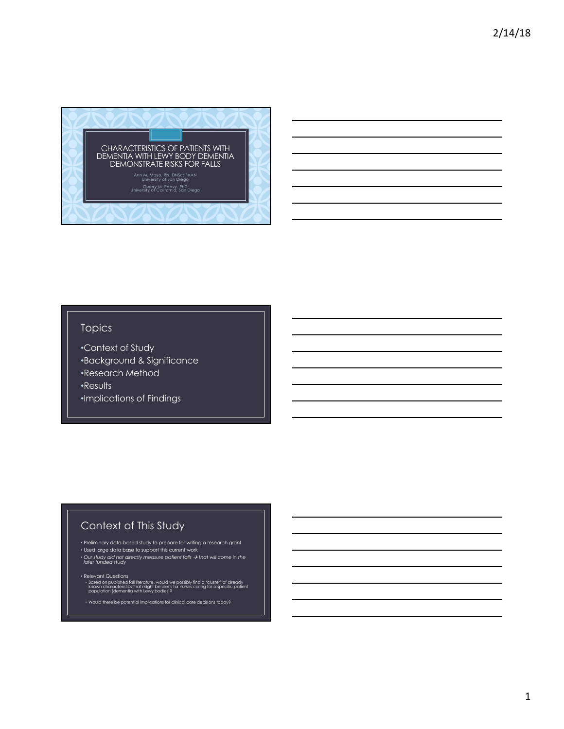# CHARACTERISTICS OF PATIENTS WITH DEMENTIA WITH LEWY BODY DEMENTIA DEMONSTRATE RISKS FOR FALLS

Ann M. Mayo, RN; DNSc; FAAN
University of San Diego

Guerry M. Peavy, PhD
University of California, San Diego

## Topics

- Context of Study
- Background & Significance
- Research Method
- Results
- Implications of Findings

## Context of This Study

- Preliminary data-based study to prepare for writing a research grant
- Used large data base to support this current work
- *Our study did not directly measure patient falls → that will come in the later funded study*
- Relevant Questions
  - Based on published fall literature, would we possibly find a 'cluster' of already known characteristics that might be alerts for nurses caring for a specific patient population (dementia with Lewy bodies)?
  - Would there be potential implications for clinical care decisions today?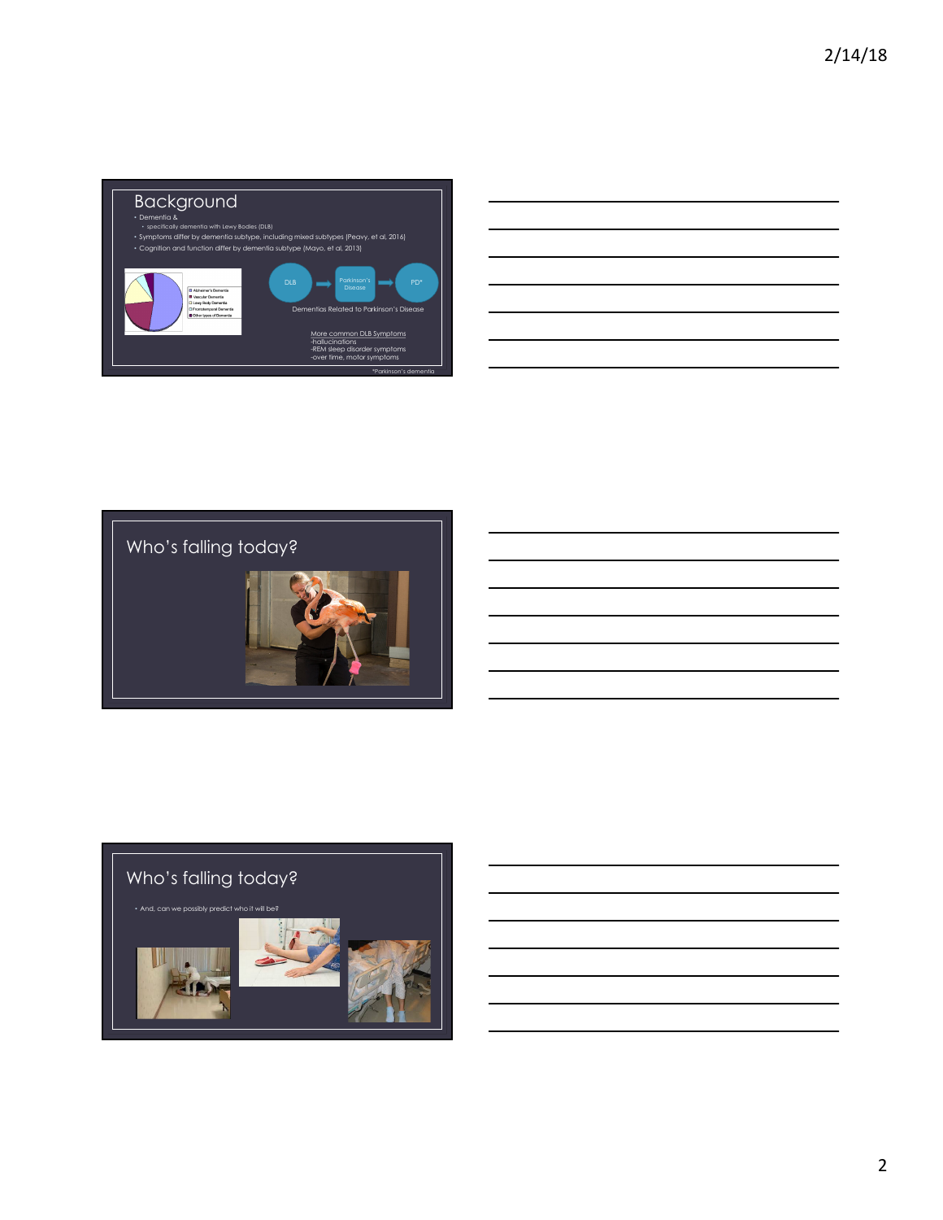## Background

- Dementia &
  - specifically dementia with Lewy Bodies (DLB)
- Symptoms differ by dementia subtype, including mixed subtypes (Peavy, et al, 2016)
- Cognition and function differ by dementia subtype (Mayo, et al, 2013)

Alzheimer's Dementia
Vascular Dementia
Lewy Body Dementia
Frontotemporal Dementia
Other types of Dementia

DLB → Parkinson's Disease → PD*

Dementias Related to Parkinson's Disease

More common DLB Symptoms
-hallucinations
-REM sleep disorder symptoms
-over time, motor symptoms

*Parkinson's dementia

## Who's falling today?

## Who's falling today?

- And, can we possibly predict who it will be?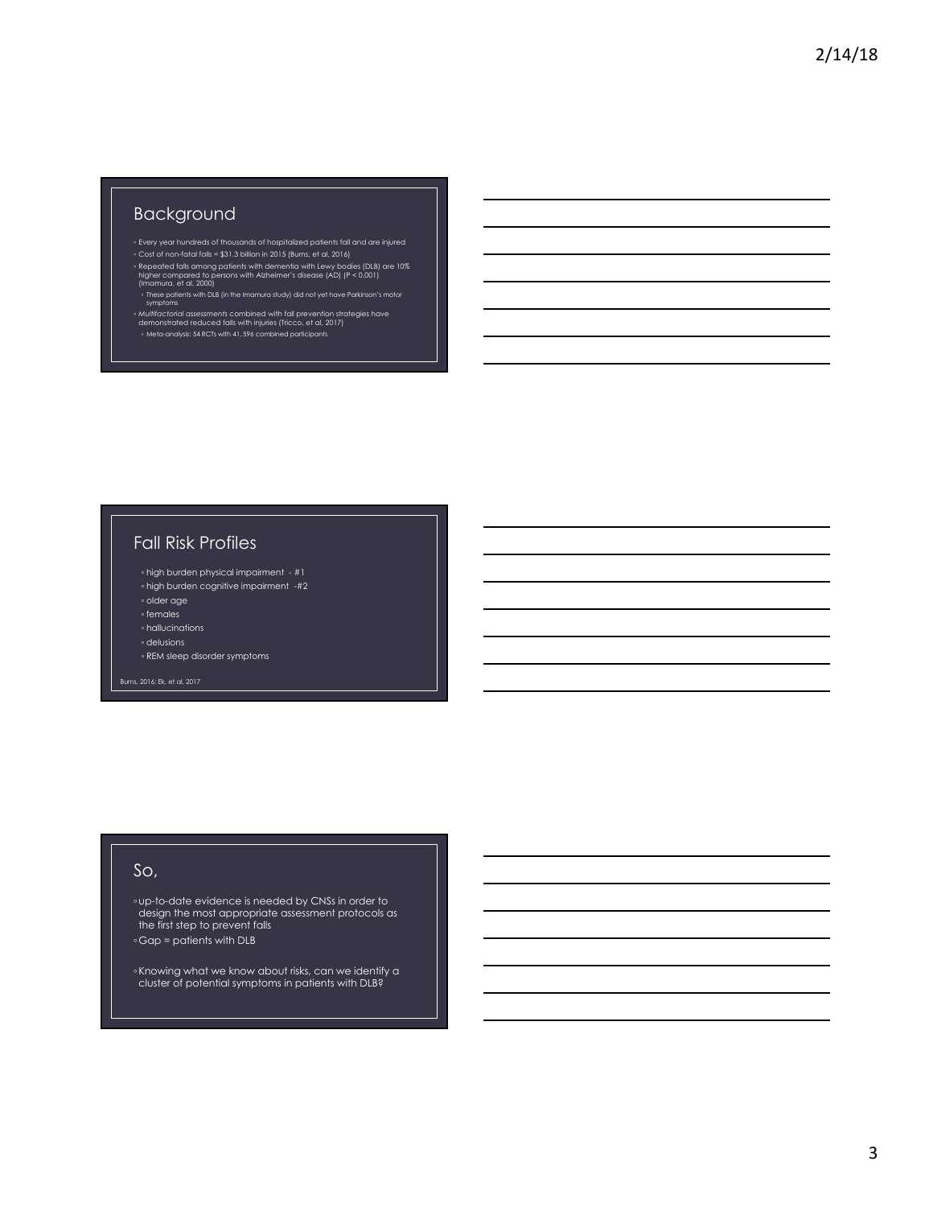## Background

- Every year hundreds of thousands of hospitalized patients fall and are injured
- Cost of non-fatal falls = $31.3 billion in 2015 (Burns, et al, 2016)
- Repeated falls among patients with dementia with Lewy bodies (DLB) are 10% higher compared to persons with Alzheimer's disease (AD) ($P < 0.001$) (Imamura, et al, 2000)
  - These patients with DLB (in the Imamura study) did not yet have Parkinson's motor symptoms
- *Multifactorial assessments* combined with fall prevention strategies have demonstrated reduced falls with injuries (Tricco, et al, 2017)
  - Meta-analysis: 54 RCTs with 41, 596 combined participants

## Fall Risk Profiles

- high burden physical impairment - #1
- high burden cognitive impairment -#2
- older age
- females
- hallucinations
- delusions
- REM sleep disorder symptoms

Burns, 2016; Ek, et al, 2017

## So,

- up-to-date evidence is needed by CNSs in order to design the most appropriate assessment protocols as the first step to prevent falls
- Gap = patients with DLB
- Knowing what we know about risks, can we identify a cluster of potential symptoms in patients with DLB?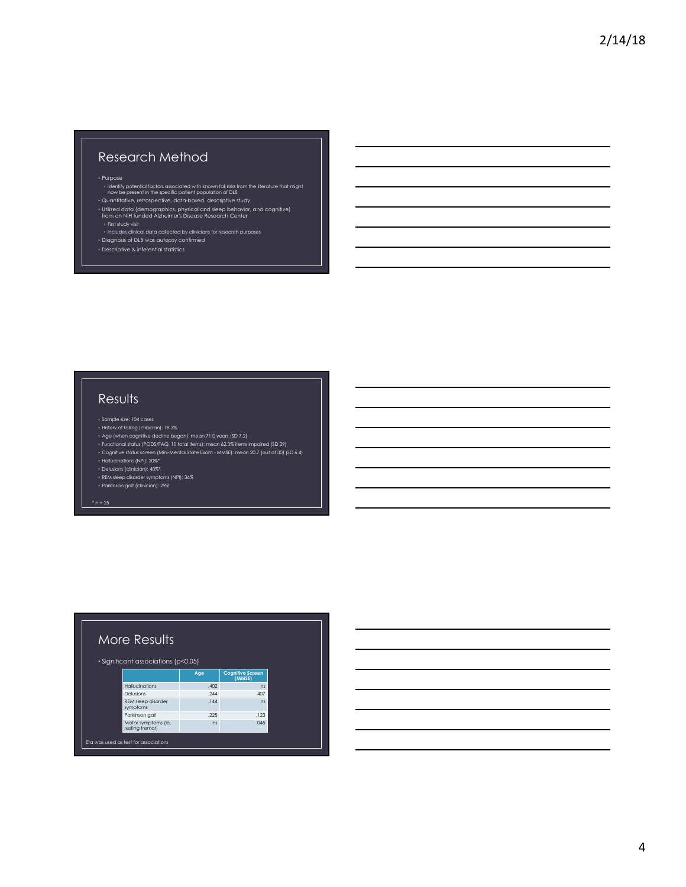## Research Method

- Purpose
  - identify potential factors associated with known fall risks from the literature that might now be present in the specific patient population of DLB
- Quantitative, retrospective, data-based, descriptive study
- Utilized data (demographics, physical and sleep behavior, and cognitive) from an NIH funded Alzheimer's Disease Research Center
  - First study visit
  - Includes clinical data collected by clinicians for research purposes
- Diagnosis of DLB was autopsy confirmed
- Descriptive & inferential statistics

## Results

- Sample size: 104 cases
- History of falling (clinician): 18.3%
- Age (when cognitive decline began): mean 71.0 years (SD 7.2)
- Functional status (PODS/FAQ, 10 total items): mean 62.3% items impaired (SD 29)
- Cognitive status screen (Mini-Mental State Exam - MMSE): mean 20.7 (out of 30) (SD 6.4)
- Hallucinations (NPI): 20%*
- Delusions (clinician): 40%*
- REM sleep disorder symptoms (NPI): 36%
- Parkinson gait (clinician): 29%

* n = 25

## More Results

- Significant associations ($p<0.05$)

| | Age | Cognitive Screen (MMSE) |
|---|---|---|
| Hallucinations | .402 | ns |
| Delusions | .244 | .407 |
| REM sleep disorder symptoms | .144 | ns |
| Parkinson gait | .228 | .123 |
| Motor symptoms (ie, resting tremor) | ns | .045 |

Eta was used as test for associations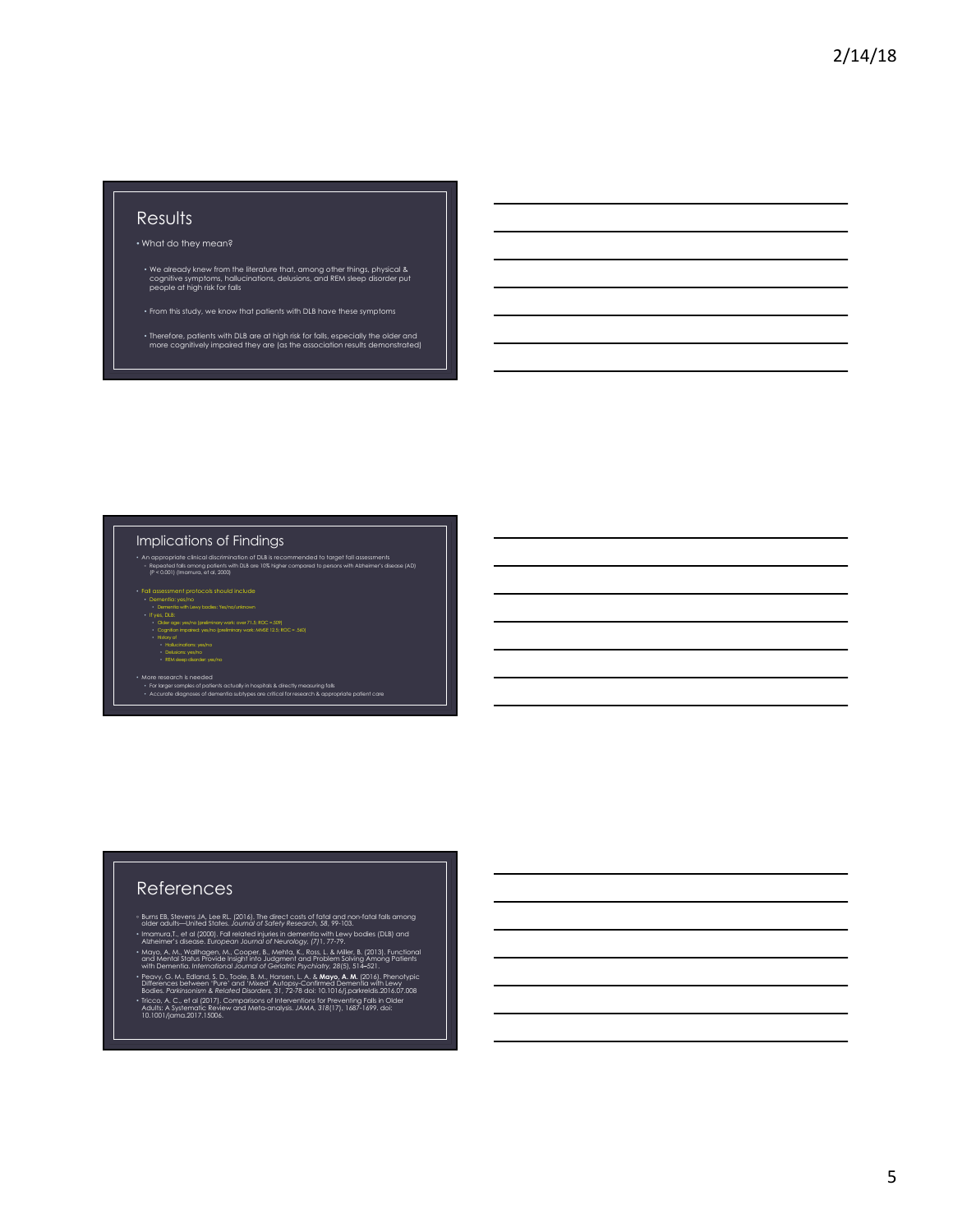## Results

- What do they mean?
  - We already knew from the literature that, among other things, physical & cognitive symptoms, hallucinations, delusions, and REM sleep disorder put people at high risk for falls
  - From this study, we know that patients with DLB have these symptoms
  - Therefore, patients with DLB are at high risk for falls, especially the older and more cognitively impaired they are (as the association results demonstrated)

## Implications of Findings

- An appropriate clinical discrimination of DLB is recommended to target fall assessments
  - Repeated falls among patients with DLB are 10% higher compared to persons with Alzheimer's disease (AD) ($P < 0.001$) (Imamura, et al, 2000)
- Fall assessment protocols should include
  - Dementia: yes/no
    - Dementia with Lewy bodies: Yes/no/unknown
  - If yes, DLB:
    - Older age: yes/no (preliminary work: over 71.5; ROC = .509)
    - Cognition impaired: yes/no (preliminary work: MMSE 12.5; ROC = .560)
    - History of
      - Hallucinations: yes/no
      - Delusions: yes/no
      - REM sleep disorder: yes/no
- More research is needed
  - For larger samples of patients actually in hospitals & directly measuring falls
  - Accurate diagnoses of dementia subtypes are critical for research & appropriate patient care

## References

- Burns EB, Stevens JA, Lee RL. (2016). The direct costs of fatal and non-fatal falls among older adults—United States. *Journal of Safety Research, 58*, 99-103.
- Imamura,T., et al (2000). Fall related injuries in dementia with Lewy bodies (DLB) and Alzheimer's disease. *European Journal of Neurology. (7)*1, 77-79.
- Mayo, A. M., Wallhagen, M., Cooper, B., Mehta, K., Ross, L. & Miller, B. (2013). Functional and Mental Status Provide Insight into Judgment and Problem Solving Among Patients with Dementia. *International Journal of Geriatric Psychiatry, 28*(5), 514–521.
- Peavy, G. M., Edland, S. D., Toole, B. M., Hansen, L. A. & **Mayo, A. M.** (2016). Phenotypic Differences between 'Pure' and 'Mixed' Autopsy-Confirmed Dementia with Lewy Bodies. *Parkinsonism & Related Disorders, 31*, 72-78 doi: 10.1016/j.parkreldis.2016.07.008
- Tricco, A. C., et al (2017). Comparisons of Interventions for Preventing Falls in Older Adults: A Systematic Review and Meta-analysis. *JAMA, 318*(17), 1687-1699. doi: 10.1001/jama.2017.15006.